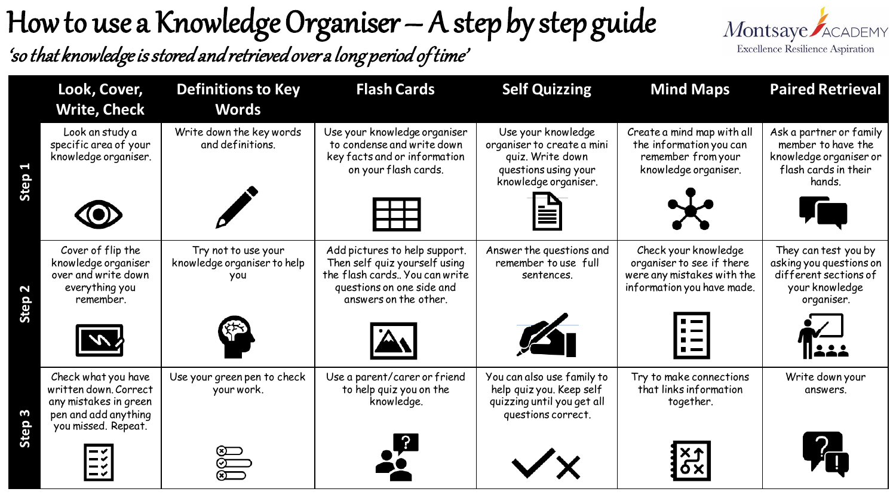# How to use a Knowledge Organiser – A step by step guide

*'so that knowledge is stored and retrieved over a long period of time'*

Montsaye ACADEMY
Excellence Resilience Aspiration

| | Look, Cover, Write, Check | Definitions to Key Words | Flash Cards | Self Quizzing | Mind Maps | Paired Retrieval |
|---|---|---|---|---|---|---|
| **Step 1** | Look an study a specific area of your knowledge organiser. | Write down the key words and definitions. | Use your knowledge organiser to condense and write down key facts and or information on your flash cards. | Use your knowledge organiser to create a mini quiz. Write down questions using your knowledge organiser. | Create a mind map with all the information you can remember from your knowledge organiser. | Ask a partner or family member to have the knowledge organiser or flash cards in their hands. |
| **Step 2** | Cover of flip the knowledge organiser over and write down everything you remember. | Try not to use your knowledge organiser to help you | Add pictures to help support. Then self quiz yourself using the flash cards.. You can write questions on one side and answers on the other. | Answer the questions and remember to use full sentences. | Check your knowledge organiser to see if there were any mistakes with the information you have made. | They can test you by asking you questions on different sections of your knowledge organiser. |
| **Step 3** | Check what you have written down. Correct any mistakes in green pen and add anything you missed. Repeat. | Use your green pen to check your work. | Use a parent/carer or friend to help quiz you on the knowledge. | You can also use family to help quiz you. Keep self quizzing until you get all questions correct. | Try to make connections that links information together. | Write down your answers. |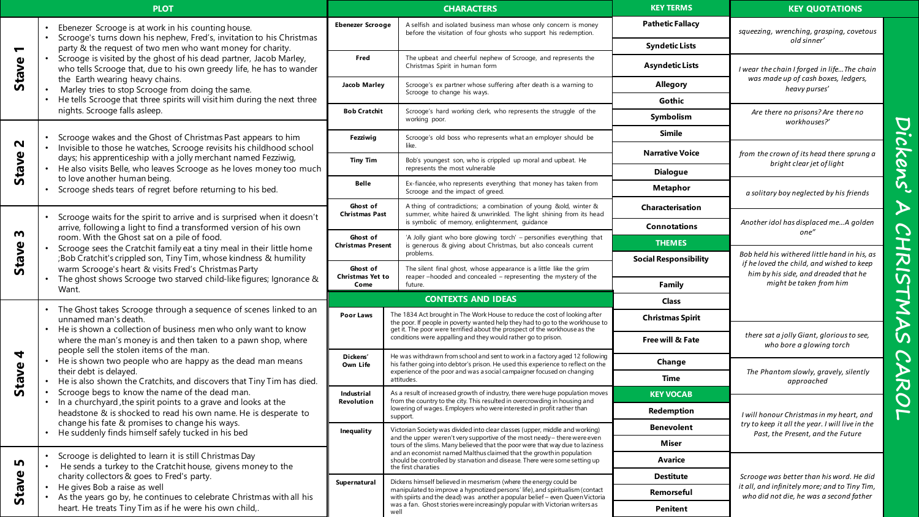# Dickens' A CHRISTMAS CAROL

## PLOT

### Stave 1

- Ebenezer Scrooge is at work in his counting house.
- Scrooge's turns down his nephew, Fred's, invitation to his Christmas party & the request of two men who want money for charity.
- Scrooge is visited by the ghost of his dead partner, Jacob Marley, who tells Scrooge that, due to his own greedy life, he has to wander the Earth wearing heavy chains.
- Marley tries to stop Scrooge from doing the same.
- He tells Scrooge that three spirits will visit him during the next three nights. Scrooge falls asleep.

### Stave 2

- Scrooge wakes and the Ghost of Christmas Past appears to him
- Invisible to those he watches, Scrooge revisits his childhood school days; his apprenticeship with a jolly merchant named Fezziwig,
- He also visits Belle, who leaves Scrooge as he loves money too much to love another human being.
- Scrooge sheds tears of regret before returning to his bed.

### Stave 3

- Scrooge waits for the spirit to arrive and is surprised when it doesn't arrive, following a light to find a transformed version of his own room. With the Ghost sat on a pile of food.
- Scrooge sees the Cratchit family eat a tiny meal in their little home ;Bob Cratchit's crippled son, Tiny Tim, whose kindness & humility warm Scrooge's heart & visits Fred's Christmas Party
- The ghost shows Scrooge two starved child-like figures; Ignorance & Want.

### Stave 4

- The Ghost takes Scrooge through a sequence of scenes linked to an unnamed man's death.
- He is shown a collection of business men who only want to know where the man's money is and then taken to a pawn shop, where people sell the stolen items of the man.
- He is shown two people who are happy as the dead man means their debt is delayed.
- He is also shown the Cratchits, and discovers that Tiny Tim has died.
- Scrooge begs to know the name of the dead man.
- In a churchyard ,the spirit points to a grave and looks at the headstone & is shocked to read his own name. He is desperate to change his fate & promises to change his ways.
- He suddenly finds himself safely tucked in his bed

### Stave 5

- Scrooge is delighted to learn it is still Christmas Day
- He sends a turkey to the Cratchit house, givens money to the charity collectors & goes to Fred's party.
- He gives Bob a raise as well
- As the years go by, he continues to celebrate Christmas with all his heart. He treats Tiny Tim as if he were his own child,.

## CHARACTERS

| | |
|---|---|
| **Ebenezer Scrooge** | A selfish and isolated business man whose only concern is money before the visitation of four ghosts who support his redemption. |
| **Fred** | The upbeat and cheerful nephew of Scrooge, and represents the Christmas Spirit in human form |
| **Jacob Marley** | Scrooge's ex partner whose suffering after death is a warning to Scrooge to change his ways. |
| **Bob Cratchit** | Scrooge's hard working clerk, who represents the struggle of the working poor. |
| **Fezziwig** | Scrooge's old boss who represents what an employer should be like. |
| **Tiny Tim** | Bob's youngest son, who is crippled up moral and upbeat. He represents the most vulnerable |
| **Belle** | Ex-fiancée, who represents everything that money has taken from Scrooge and the impact of greed. |
| **Ghost of Christmas Past** | A thing of contradictions; a combination of young &old, winter & summer, white haired & unwrinkled. The light shining from its head is symbolic of memory, enlightenment, guidance |
| **Ghost of Christmas Present** | 'A Jolly giant who bore glowing torch' – personifies everything that is generous & giving about Christmas, but also conceals current problems. |
| **Ghost of Christmas Yet to Come** | The silent final ghost, whose appearance is a little like the grim reaper –hooded and concealed – representing the mystery of the future. |

## CONTEXTS AND IDEAS

| | |
|---|---|
| **Poor Laws** | The 1834 Act brought in The Work House to reduce the cost of looking after the poor. If people in poverty wanted help they had to go to the workhouse to get it. The poor were terrified about the prospect of the workhouse as the conditions were appalling and they would rather go to prison. |
| **Dickens' Own Life** | He was withdrawn from school and sent to work in a factory aged 12 following his father going into debtor's prison. He used this experience to reflect on the experience of the poor and was a social campaigner focused on changing attitudes. |
| **Industrial Revolution** | As a result of increased growth of industry, there were huge population moves from the country to the city. This resulted in overcrowding in housing and lowering of wages. Employers who were interested in profit rather than support. |
| **Inequality** | Victorian Society was divided into clear classes (upper, middle and working) and the upper weren't very supportive of the most needy – there were even tours of the slims. Many believed that the poor were that way due to laziness and an economist named Malthus claimed that the growth in population should be controlled by starvation and disease. There were some setting up the first charaties |
| **Supernatural** | Dickens himself believed in mesmerism (where the energy could be manipulated to improve a hypnotized persons' life), and spiritualism (contact with spirits and the dead) was another a popular belief – even Queen Victoria was a fan. Ghost stories were increasingly popular with Victorian writers as well |

## KEY TERMS

- Pathetic Fallacy
- Syndetic Lists
- Asyndetic Lists
- Allegory
- Gothic
- Symbolism
- Simile
- Narrative Voice
- Dialogue
- Metaphor
- Characterisation
- Connotations

## THEMES

- Social Responsibility
- Family
- Class
- Christmas Spirit
- Free will & Fate
- Change
- Time

## KEY VOCAB

- Redemption
- Benevolent
- Miser
- Avarice
- Destitute
- Remorseful
- Penitent

## KEY QUOTATIONS

- *squeezing, wrenching, grasping, covetous old sinner'*
- *I wear the chain I forged in life...The chain was made up of cash boxes, ledgers, heavy purses'*
- *Are there no prisons? Are there no workhouses?'*
- *from the crown of its head there sprung a bright clear jet of light*
- *a solitary boy neglected by his friends*
- *Another idol has displaced me...A golden one"*
- *Bob held his withered little hand in his, as if he loved the child, and wished to keep him by his side, and dreaded that he might be taken from him*
- *there sat a jolly Giant, glorious to see, who bore a glowing torch*
- *The Phantom slowly, gravely, silently approached*
- *I will honour Christmas in my heart, and try to keep it all the year. I will live in the Past, the Present, and the Future*
- *Scrooge was better than his word. He did it all, and infinitely more; and to Tiny Tim, who did not die, he was a second father*